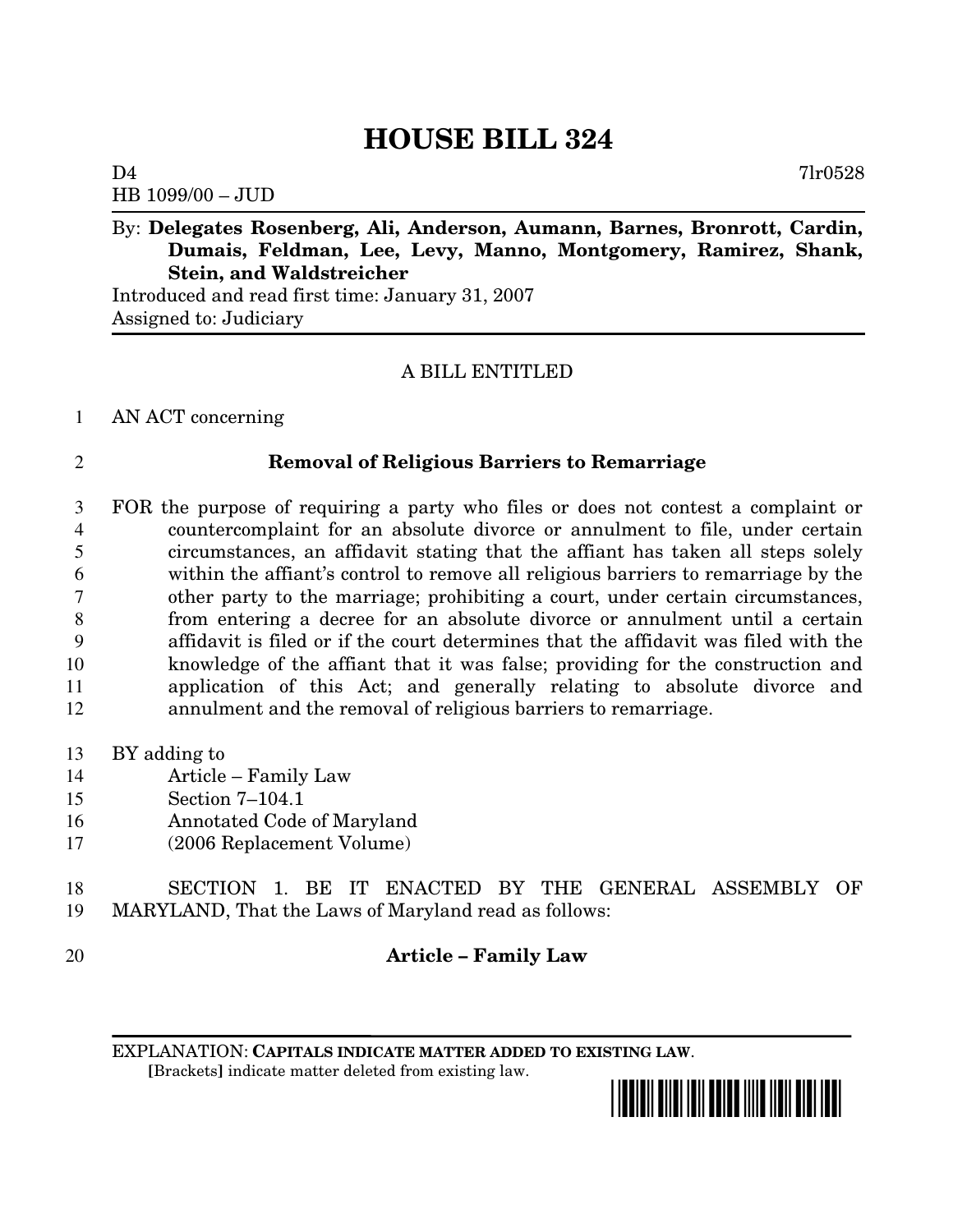# HOUSE BILL 324

D4 7lr0528
HB 1099/00 – JUD

By: **Delegates Rosenberg, Ali, Anderson, Aumann, Barnes, Bronrott, Cardin, Dumais, Feldman, Lee, Levy, Manno, Montgomery, Ramirez, Shank, Stein, and Waldstreicher**

Introduced and read first time: January 31, 2007
Assigned to: Judiciary

A BILL ENTITLED

1 AN ACT concerning

2 **Removal of Religious Barriers to Remarriage**

3 FOR the purpose of requiring a party who files or does not contest a complaint or
4 countercomplaint for an absolute divorce or annulment to file, under certain
5 circumstances, an affidavit stating that the affiant has taken all steps solely
6 within the affiant's control to remove all religious barriers to remarriage by the
7 other party to the marriage; prohibiting a court, under certain circumstances,
8 from entering a decree for an absolute divorce or annulment until a certain
9 affidavit is filed or if the court determines that the affidavit was filed with the
10 knowledge of the affiant that it was false; providing for the construction and
11 application of this Act; and generally relating to absolute divorce and
12 annulment and the removal of religious barriers to remarriage.

13 BY adding to
14 Article – Family Law
15 Section 7–104.1
16 Annotated Code of Maryland
17 (2006 Replacement Volume)

18 SECTION 1. BE IT ENACTED BY THE GENERAL ASSEMBLY OF
19 MARYLAND, That the Laws of Maryland read as follows:

20 **Article – Family Law**

EXPLANATION: **CAPITALS INDICATE MATTER ADDED TO EXISTING LAW**.
[Brackets] indicate matter deleted from existing law.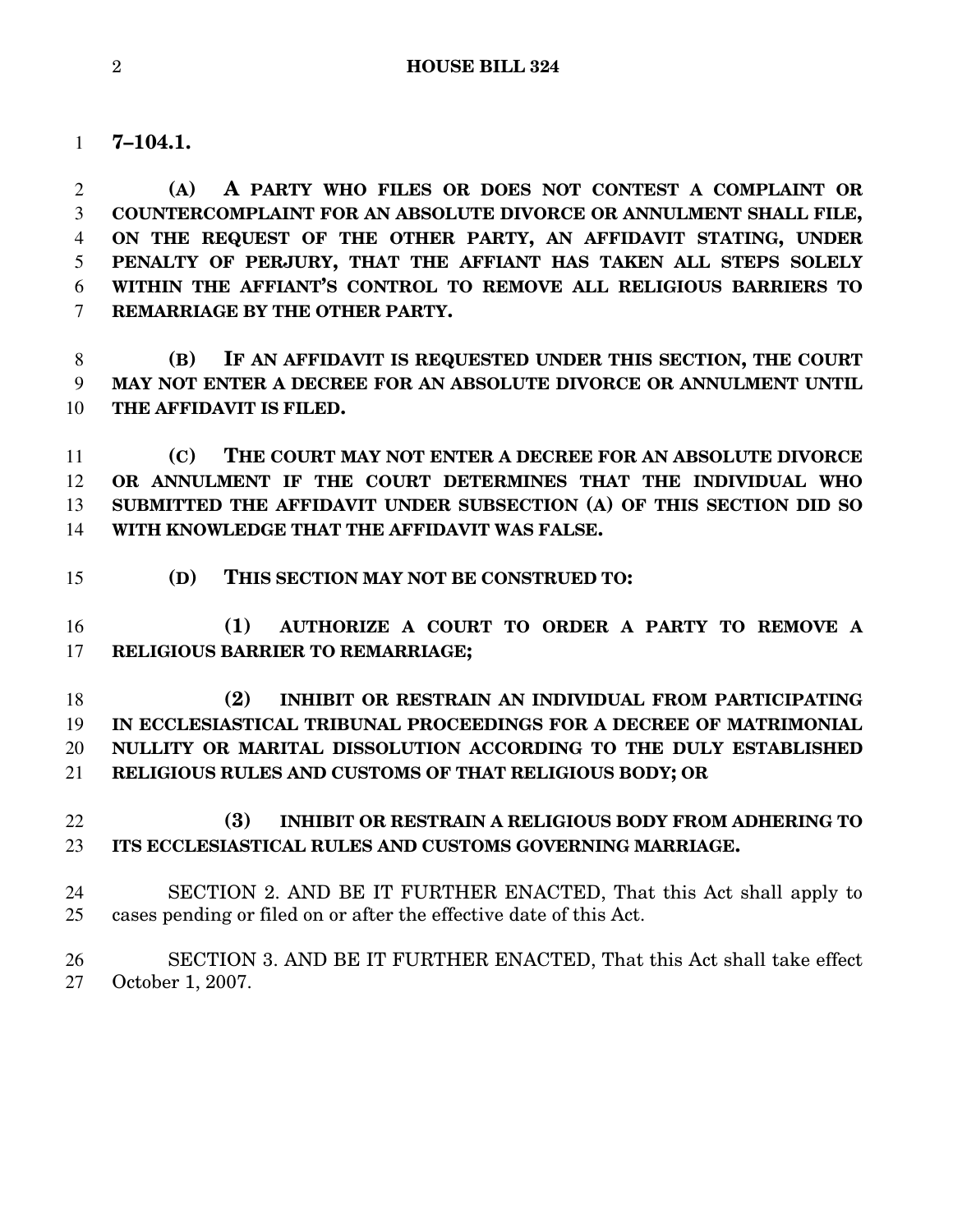**7–104.1.**

**(A) A PARTY WHO FILES OR DOES NOT CONTEST A COMPLAINT OR COUNTERCOMPLAINT FOR AN ABSOLUTE DIVORCE OR ANNULMENT SHALL FILE, ON THE REQUEST OF THE OTHER PARTY, AN AFFIDAVIT STATING, UNDER PENALTY OF PERJURY, THAT THE AFFIANT HAS TAKEN ALL STEPS SOLELY WITHIN THE AFFIANT'S CONTROL TO REMOVE ALL RELIGIOUS BARRIERS TO REMARRIAGE BY THE OTHER PARTY.**

**(B) IF AN AFFIDAVIT IS REQUESTED UNDER THIS SECTION, THE COURT MAY NOT ENTER A DECREE FOR AN ABSOLUTE DIVORCE OR ANNULMENT UNTIL THE AFFIDAVIT IS FILED.**

**(C) THE COURT MAY NOT ENTER A DECREE FOR AN ABSOLUTE DIVORCE OR ANNULMENT IF THE COURT DETERMINES THAT THE INDIVIDUAL WHO SUBMITTED THE AFFIDAVIT UNDER SUBSECTION (A) OF THIS SECTION DID SO WITH KNOWLEDGE THAT THE AFFIDAVIT WAS FALSE.**

**(D) THIS SECTION MAY NOT BE CONSTRUED TO:**

**(1) AUTHORIZE A COURT TO ORDER A PARTY TO REMOVE A RELIGIOUS BARRIER TO REMARRIAGE;**

**(2) INHIBIT OR RESTRAIN AN INDIVIDUAL FROM PARTICIPATING IN ECCLESIASTICAL TRIBUNAL PROCEEDINGS FOR A DECREE OF MATRIMONIAL NULLITY OR MARITAL DISSOLUTION ACCORDING TO THE DULY ESTABLISHED RELIGIOUS RULES AND CUSTOMS OF THAT RELIGIOUS BODY; OR**

**(3) INHIBIT OR RESTRAIN A RELIGIOUS BODY FROM ADHERING TO ITS ECCLESIASTICAL RULES AND CUSTOMS GOVERNING MARRIAGE.**

SECTION 2. AND BE IT FURTHER ENACTED, That this Act shall apply to cases pending or filed on or after the effective date of this Act.

SECTION 3. AND BE IT FURTHER ENACTED, That this Act shall take effect October 1, 2007.